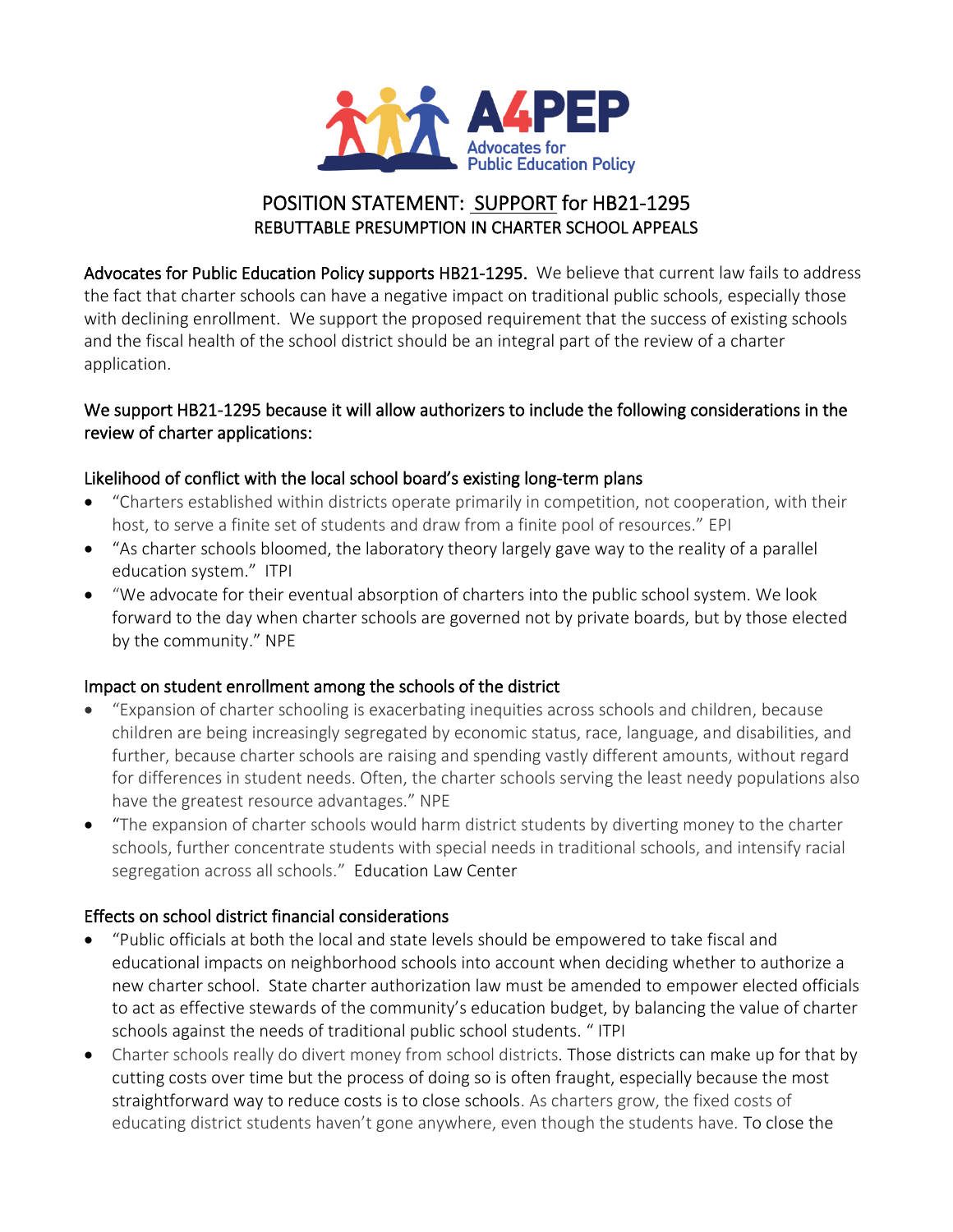A4PEP
Advocates for Public Education Policy

# POSITION STATEMENT: SUPPORT for HB21-1295

## REBUTTABLE PRESUMPTION IN CHARTER SCHOOL APPEALS

**Advocates for Public Education Policy supports HB21-1295.** We believe that current law fails to address the fact that charter schools can have a negative impact on traditional public schools, especially those with declining enrollment. We support the proposed requirement that the success of existing schools and the fiscal health of the school district should be an integral part of the review of a charter application.

**We support HB21-1295 because it will allow authorizers to include the following considerations in the review of charter applications:**

### Likelihood of conflict with the local school board's existing long-term plans

- "Charters established within districts operate primarily in competition, not cooperation, with their host, to serve a finite set of students and draw from a finite pool of resources." EPI
- "As charter schools bloomed, the laboratory theory largely gave way to the reality of a parallel education system." ITPI
- "We advocate for their eventual absorption of charters into the public school system. We look forward to the day when charter schools are governed not by private boards, but by those elected by the community." NPE

### Impact on student enrollment among the schools of the district

- "Expansion of charter schooling is exacerbating inequities across schools and children, because children are being increasingly segregated by economic status, race, language, and disabilities, and further, because charter schools are raising and spending vastly different amounts, without regard for differences in student needs. Often, the charter schools serving the least needy populations also have the greatest resource advantages." NPE
- "The expansion of charter schools would harm district students by diverting money to the charter schools, further concentrate students with special needs in traditional schools, and intensify racial segregation across all schools." Education Law Center

### Effects on school district financial considerations

- "Public officials at both the local and state levels should be empowered to take fiscal and educational impacts on neighborhood schools into account when deciding whether to authorize a new charter school. State charter authorization law must be amended to empower elected officials to act as effective stewards of the community's education budget, by balancing the value of charter schools against the needs of traditional public school students. " ITPI
- Charter schools really do divert money from school districts. Those districts can make up for that by cutting costs over time but the process of doing so is often fraught, especially because the most straightforward way to reduce costs is to close schools. As charters grow, the fixed costs of educating district students haven't gone anywhere, even though the students have. To close the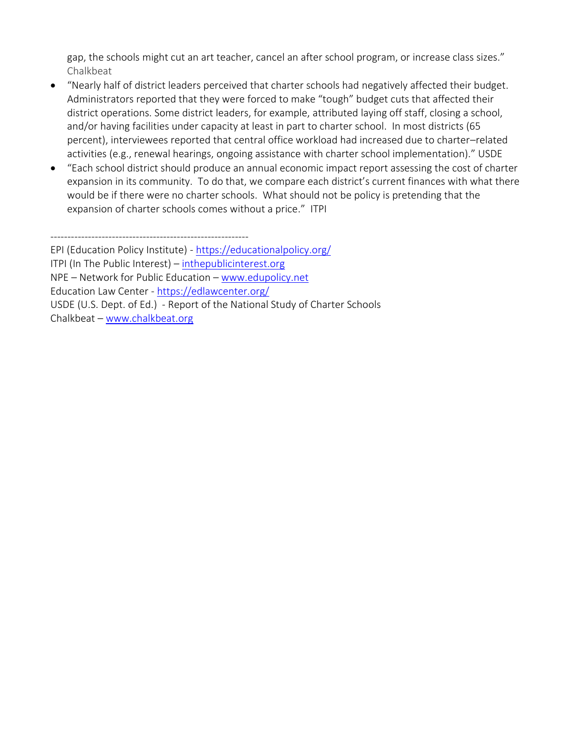gap, the schools might cut an art teacher, cancel an after school program, or increase class sizes." Chalkbeat

- "Nearly half of district leaders perceived that charter schools had negatively affected their budget. Administrators reported that they were forced to make "tough" budget cuts that affected their district operations. Some district leaders, for example, attributed laying off staff, closing a school, and/or having facilities under capacity at least in part to charter school. In most districts (65 percent), interviewees reported that central office workload had increased due to charter–related activities (e.g., renewal hearings, ongoing assistance with charter school implementation)." USDE
- "Each school district should produce an annual economic impact report assessing the cost of charter expansion in its community. To do that, we compare each district's current finances with what there would be if there were no charter schools. What should not be policy is pretending that the expansion of charter schools comes without a price." ITPI

-----------------------------------------------------------

EPI (Education Policy Institute) - https://educationalpolicy.org/  
ITPI (In The Public Interest) – inthepublicinterest.org  
NPE – Network for Public Education – www.edupolicy.net  
Education Law Center - https://edlawcenter.org/  
USDE (U.S. Dept. of Ed.) - Report of the National Study of Charter Schools  
Chalkbeat – www.chalkbeat.org